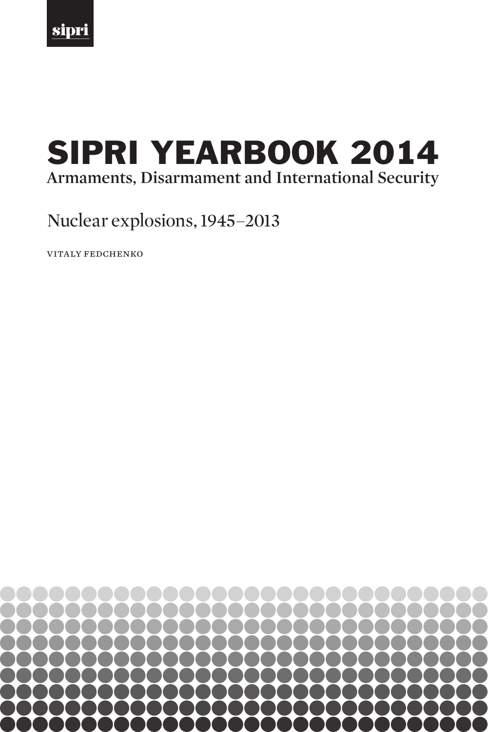sipri

# SIPRI YEARBOOK 2014

## Armaments, Disarmament and International Security

## Nuclear explosions, 1945–2013

VITALY FEDCHENKO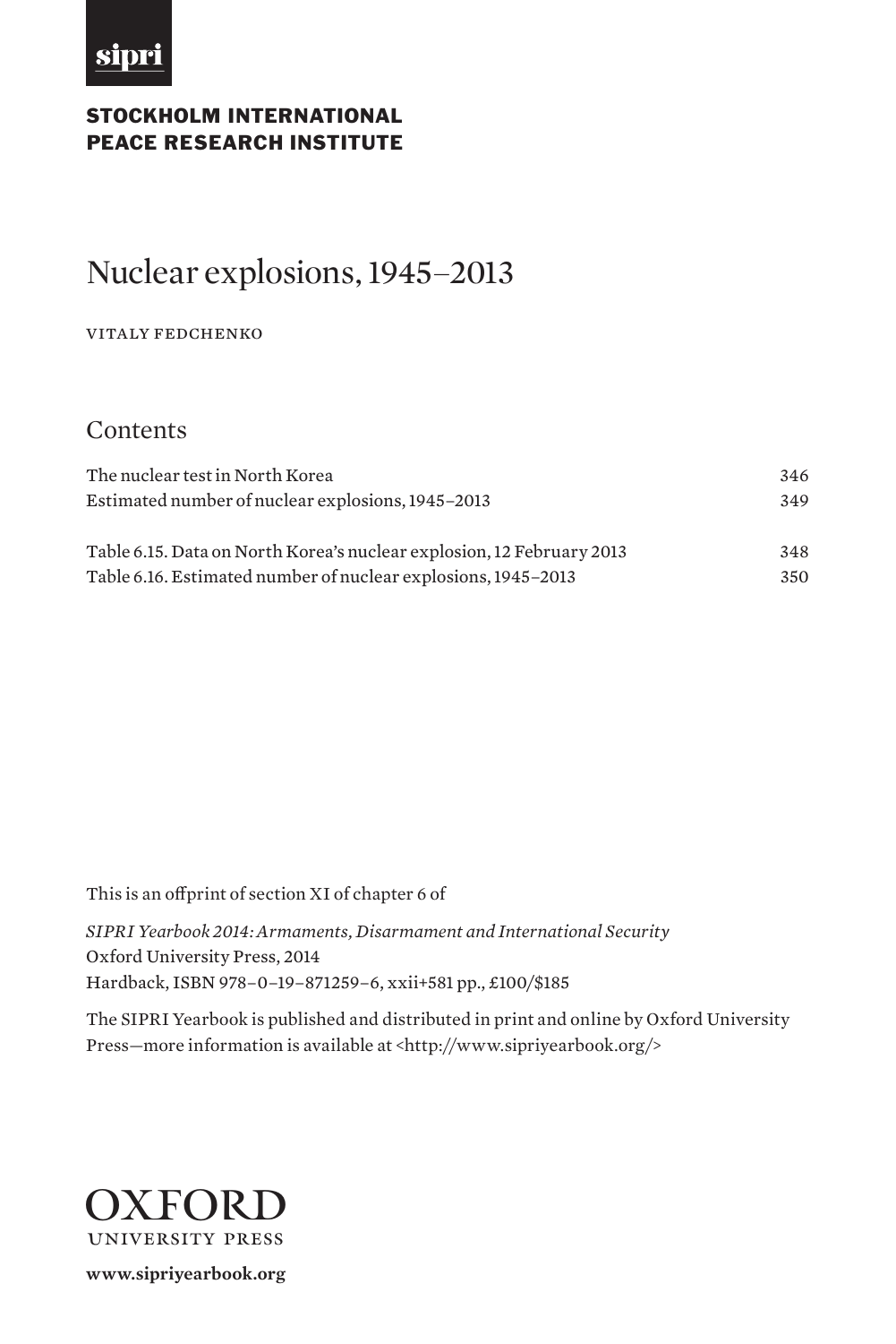**sipri**

**STOCKHOLM INTERNATIONAL PEACE RESEARCH INSTITUTE**

# Nuclear explosions, 1945–2013

VITALY FEDCHENKO

## Contents

| | |
|---|---|
| The nuclear test in North Korea | 346 |
| Estimated number of nuclear explosions, 1945–2013 | 349 |
| Table 6.15. Data on North Korea's nuclear explosion, 12 February 2013 | 348 |
| Table 6.16. Estimated number of nuclear explosions, 1945–2013 | 350 |

This is an offprint of section XI of chapter 6 of

*SIPRI Yearbook 2014: Armaments, Disarmament and International Security*
Oxford University Press, 2014
Hardback, ISBN 978–0–19–871259–6, xxii+581 pp., £100/$185

The SIPRI Yearbook is published and distributed in print and online by Oxford University Press—more information is available at <http://www.sipriyearbook.org/>

OXFORD
UNIVERSITY PRESS

**www.sipriyearbook.org**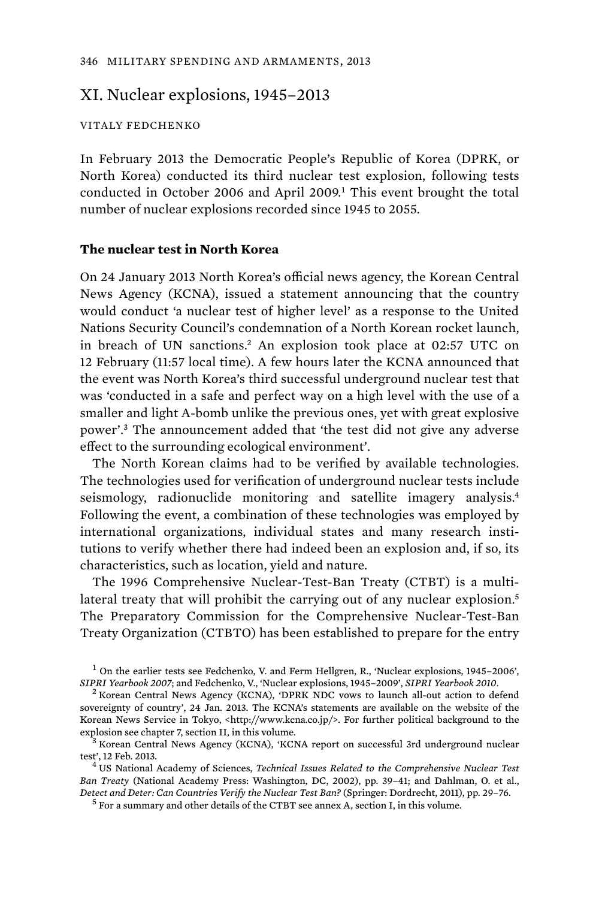## XI. Nuclear explosions, 1945–2013

VITALY FEDCHENKO

In February 2013 the Democratic People's Republic of Korea (DPRK, or North Korea) conducted its third nuclear test explosion, following tests conducted in October 2006 and April 2009.[1] This event brought the total number of nuclear explosions recorded since 1945 to 2055.

### The nuclear test in North Korea

On 24 January 2013 North Korea's official news agency, the Korean Central News Agency (KCNA), issued a statement announcing that the country would conduct 'a nuclear test of higher level' as a response to the United Nations Security Council's condemnation of a North Korean rocket launch, in breach of UN sanctions.[2] An explosion took place at 02:57 UTC on 12 February (11:57 local time). A few hours later the KCNA announced that the event was North Korea's third successful underground nuclear test that was 'conducted in a safe and perfect way on a high level with the use of a smaller and light A-bomb unlike the previous ones, yet with great explosive power'.[3] The announcement added that 'the test did not give any adverse effect to the surrounding ecological environment'.

The North Korean claims had to be verified by available technologies. The technologies used for verification of underground nuclear tests include seismology, radionuclide monitoring and satellite imagery analysis.[4] Following the event, a combination of these technologies was employed by international organizations, individual states and many research institutions to verify whether there had indeed been an explosion and, if so, its characteristics, such as location, yield and nature.

The 1996 Comprehensive Nuclear-Test-Ban Treaty (CTBT) is a multilateral treaty that will prohibit the carrying out of any nuclear explosion.[5] The Preparatory Commission for the Comprehensive Nuclear-Test-Ban Treaty Organization (CTBTO) has been established to prepare for the entry

[1] On the earlier tests see Fedchenko, V. and Ferm Hellgren, R., 'Nuclear explosions, 1945–2006', *SIPRI Yearbook 2007*; and Fedchenko, V., 'Nuclear explosions, 1945–2009', *SIPRI Yearbook 2010*.

[2] Korean Central News Agency (KCNA), 'DPRK NDC vows to launch all-out action to defend sovereignty of country', 24 Jan. 2013. The KCNA's statements are available on the website of the Korean News Service in Tokyo, <http://www.kcna.co.jp/>. For further political background to the explosion see chapter 7, section II, in this volume.

[3] Korean Central News Agency (KCNA), 'KCNA report on successful 3rd underground nuclear test', 12 Feb. 2013.

[4] US National Academy of Sciences, *Technical Issues Related to the Comprehensive Nuclear Test Ban Treaty* (National Academy Press: Washington, DC, 2002), pp. 39–41; and Dahlman, O. et al., *Detect and Deter: Can Countries Verify the Nuclear Test Ban?* (Springer: Dordrecht, 2011), pp. 29–76.

[5] For a summary and other details of the CTBT see annex A, section I, in this volume.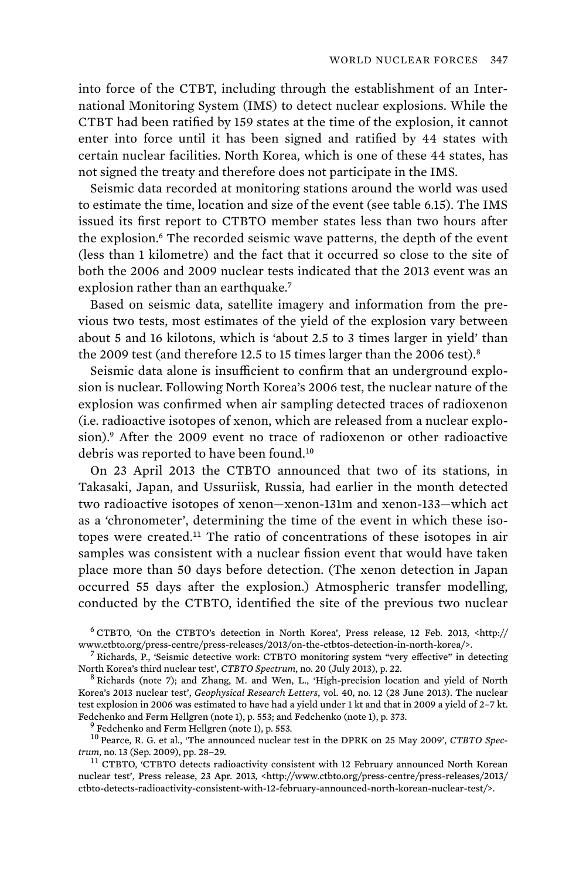into force of the CTBT, including through the establishment of an International Monitoring System (IMS) to detect nuclear explosions. While the CTBT had been ratified by 159 states at the time of the explosion, it cannot enter into force until it has been signed and ratified by 44 states with certain nuclear facilities. North Korea, which is one of these 44 states, has not signed the treaty and therefore does not participate in the IMS.

Seismic data recorded at monitoring stations around the world was used to estimate the time, location and size of the event (see table 6.15). The IMS issued its first report to CTBTO member states less than two hours after the explosion.[6] The recorded seismic wave patterns, the depth of the event (less than 1 kilometre) and the fact that it occurred so close to the site of both the 2006 and 2009 nuclear tests indicated that the 2013 event was an explosion rather than an earthquake.[7]

Based on seismic data, satellite imagery and information from the previous two tests, most estimates of the yield of the explosion vary between about 5 and 16 kilotons, which is 'about 2.5 to 3 times larger in yield' than the 2009 test (and therefore 12.5 to 15 times larger than the 2006 test).[8]

Seismic data alone is insufficient to confirm that an underground explosion is nuclear. Following North Korea's 2006 test, the nuclear nature of the explosion was confirmed when air sampling detected traces of radioxenon (i.e. radioactive isotopes of xenon, which are released from a nuclear explosion).[9] After the 2009 event no trace of radioxenon or other radioactive debris was reported to have been found.[10]

On 23 April 2013 the CTBTO announced that two of its stations, in Takasaki, Japan, and Ussuriisk, Russia, had earlier in the month detected two radioactive isotopes of xenon—xenon-131m and xenon-133—which act as a 'chronometer', determining the time of the event in which these isotopes were created.[11] The ratio of concentrations of these isotopes in air samples was consistent with a nuclear fission event that would have taken place more than 50 days before detection. (The xenon detection in Japan occurred 55 days after the explosion.) Atmospheric transfer modelling, conducted by the CTBTO, identified the site of the previous two nuclear

[6] CTBTO, 'On the CTBTO's detection in North Korea', Press release, 12 Feb. 2013, <http://www.ctbto.org/press-centre/press-releases/2013/on-the-ctbtos-detection-in-north-korea/>.

[7] Richards, P., 'Seismic detective work: CTBTO monitoring system "very effective" in detecting North Korea's third nuclear test', *CTBTO Spectrum*, no. 20 (July 2013), p. 22.

[8] Richards (note 7); and Zhang, M. and Wen, L., 'High-precision location and yield of North Korea's 2013 nuclear test', *Geophysical Research Letters*, vol. 40, no. 12 (28 June 2013). The nuclear test explosion in 2006 was estimated to have had a yield under 1 kt and that in 2009 a yield of 2–7 kt. Fedchenko and Ferm Hellgren (note 1), p. 553; and Fedchenko (note 1), p. 373.

[9] Fedchenko and Ferm Hellgren (note 1), p. 553.

[10] Pearce, R. G. et al., 'The announced nuclear test in the DPRK on 25 May 2009', *CTBTO Spectrum*, no. 13 (Sep. 2009), pp. 28–29.

[11] CTBTO, 'CTBTO detects radioactivity consistent with 12 February announced North Korean nuclear test', Press release, 23 Apr. 2013, <http://www.ctbto.org/press-centre/press-releases/2013/ctbto-detects-radioactivity-consistent-with-12-february-announced-north-korean-nuclear-test/>.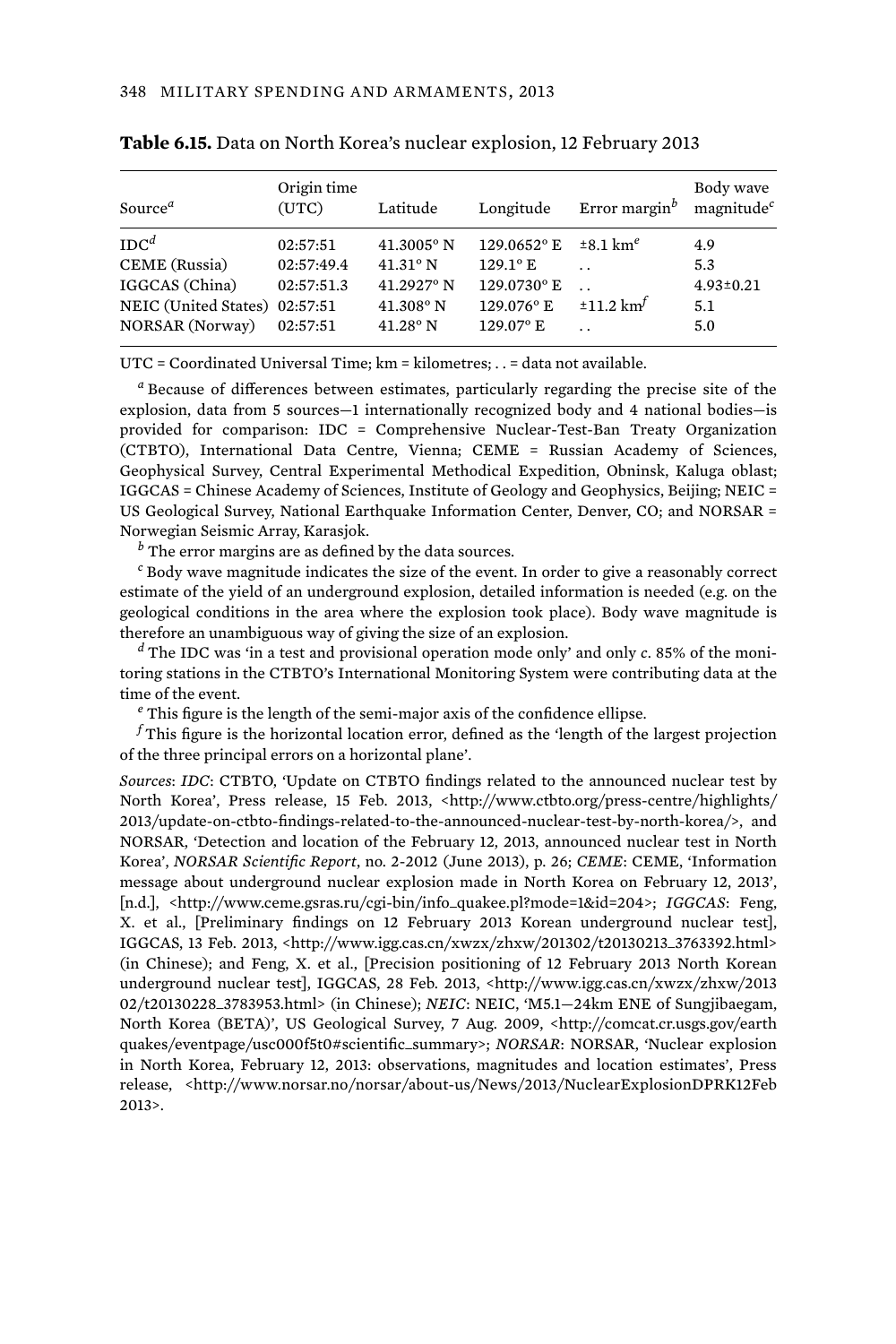**Table 6.15.** Data on North Korea's nuclear explosion, 12 February 2013

| Source[a] | Origin time (UTC) | Latitude | Longitude | Error margin[b] | Body wave magnitude[c] |
|---|---|---|---|---|---|
| IDC[d] | 02:57:51 | 41.3005° N | 129.0652° E | ±8.1 km[e] | 4.9 |
| CEME (Russia) | 02:57:49.4 | 41.31° N | 129.1° E | . . | 5.3 |
| IGGCAS (China) | 02:57:51.3 | 41.2927° N | 129.0730° E | . . | 4.93±0.21 |
| NEIC (United States) | 02:57:51 | 41.308° N | 129.076° E | ±11.2 km[f] | 5.1 |
| NORSAR (Norway) | 02:57:51 | 41.28° N | 129.07° E | . . | 5.0 |

UTC = Coordinated Universal Time; km = kilometres; . . = data not available.

[a] Because of differences between estimates, particularly regarding the precise site of the explosion, data from 5 sources—1 internationally recognized body and 4 national bodies—is provided for comparison: IDC = Comprehensive Nuclear-Test-Ban Treaty Organization (CTBTO), International Data Centre, Vienna; CEME = Russian Academy of Sciences, Geophysical Survey, Central Experimental Methodical Expedition, Obninsk, Kaluga oblast; IGGCAS = Chinese Academy of Sciences, Institute of Geology and Geophysics, Beijing; NEIC = US Geological Survey, National Earthquake Information Center, Denver, CO; and NORSAR = Norwegian Seismic Array, Karasjok.

[b] The error margins are as defined by the data sources.

[c] Body wave magnitude indicates the size of the event. In order to give a reasonably correct estimate of the yield of an underground explosion, detailed information is needed (e.g. on the geological conditions in the area where the explosion took place). Body wave magnitude is therefore an unambiguous way of giving the size of an explosion.

[d] The IDC was 'in a test and provisional operation mode only' and only *c*. 85% of the monitoring stations in the CTBTO's International Monitoring System were contributing data at the time of the event.

[e] This figure is the length of the semi-major axis of the confidence ellipse.

[f] This figure is the horizontal location error, defined as the 'length of the largest projection of the three principal errors on a horizontal plane'.

*Sources*: *IDC*: CTBTO, 'Update on CTBTO findings related to the announced nuclear test by North Korea', Press release, 15 Feb. 2013, <http://www.ctbto.org/press-centre/highlights/2013/update-on-ctbto-findings-related-to-the-announced-nuclear-test-by-north-korea/>, and NORSAR, 'Detection and location of the February 12, 2013, announced nuclear test in North Korea', *NORSAR Scientific Report*, no. 2-2012 (June 2013), p. 26; *CEME*: CEME, 'Information message about underground nuclear explosion made in North Korea on February 12, 2013', [n.d.], <http://www.ceme.gsras.ru/cgi-bin/info_quakee.pl?mode=1&id=204>; *IGGCAS*: Feng, X. et al., [Preliminary findings on 12 February 2013 Korean underground nuclear test], IGGCAS, 13 Feb. 2013, <http://www.igg.cas.cn/xwzx/zhxw/201302/t20130213_3763392.html> (in Chinese); and Feng, X. et al., [Precision positioning of 12 February 2013 North Korean underground nuclear test], IGGCAS, 28 Feb. 2013, <http://www.igg.cas.cn/xwzx/zhxw/201302/t20130228_3783953.html> (in Chinese); *NEIC*: NEIC, 'M5.1—24km ENE of Sungjibaegam, North Korea (BETA)', US Geological Survey, 7 Aug. 2009, <http://comcat.cr.usgs.gov/earthquakes/eventpage/usc000f5t0#scientific_summary>; *NORSAR*: NORSAR, 'Nuclear explosion in North Korea, February 12, 2013: observations, magnitudes and location estimates', Press release, <http://www.norsar.no/norsar/about-us/News/2013/NuclearExplosionDPRK12Feb2013>.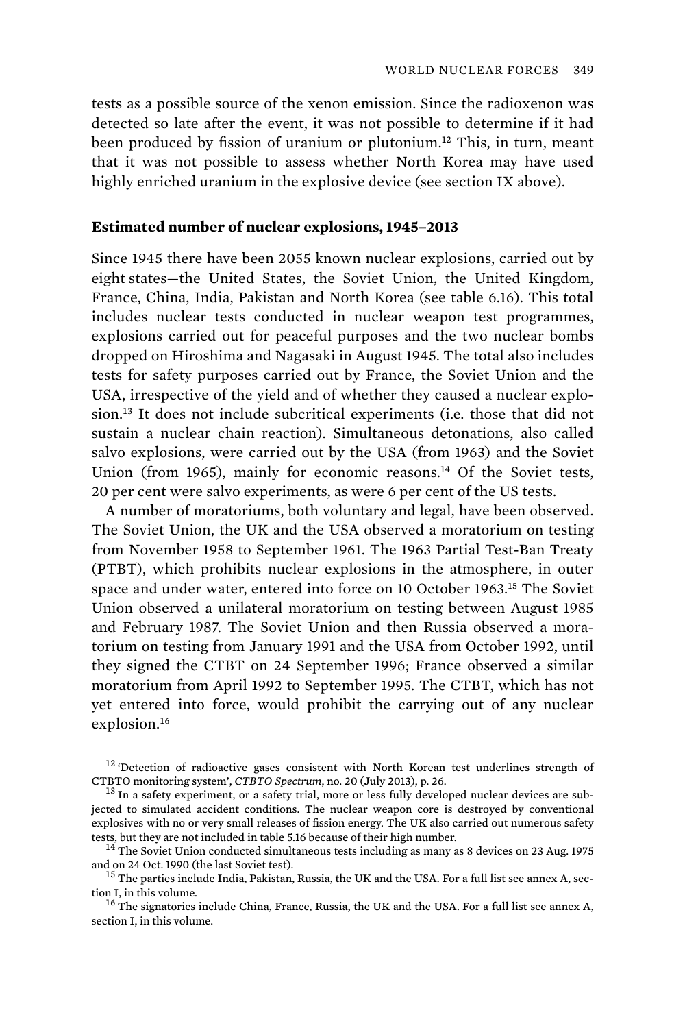tests as a possible source of the xenon emission. Since the radioxenon was detected so late after the event, it was not possible to determine if it had been produced by fission of uranium or plutonium.[12] This, in turn, meant that it was not possible to assess whether North Korea may have used highly enriched uranium in the explosive device (see section IX above).

### Estimated number of nuclear explosions, 1945–2013

Since 1945 there have been 2055 known nuclear explosions, carried out by eight states—the United States, the Soviet Union, the United Kingdom, France, China, India, Pakistan and North Korea (see table 6.16). This total includes nuclear tests conducted in nuclear weapon test programmes, explosions carried out for peaceful purposes and the two nuclear bombs dropped on Hiroshima and Nagasaki in August 1945. The total also includes tests for safety purposes carried out by France, the Soviet Union and the USA, irrespective of the yield and of whether they caused a nuclear explosion.[13] It does not include subcritical experiments (i.e. those that did not sustain a nuclear chain reaction). Simultaneous detonations, also called salvo explosions, were carried out by the USA (from 1963) and the Soviet Union (from 1965), mainly for economic reasons.[14] Of the Soviet tests, 20 per cent were salvo experiments, as were 6 per cent of the US tests.

A number of moratoriums, both voluntary and legal, have been observed. The Soviet Union, the UK and the USA observed a moratorium on testing from November 1958 to September 1961. The 1963 Partial Test-Ban Treaty (PTBT), which prohibits nuclear explosions in the atmosphere, in outer space and under water, entered into force on 10 October 1963.[15] The Soviet Union observed a unilateral moratorium on testing between August 1985 and February 1987. The Soviet Union and then Russia observed a moratorium on testing from January 1991 and the USA from October 1992, until they signed the CTBT on 24 September 1996; France observed a similar moratorium from April 1992 to September 1995. The CTBT, which has not yet entered into force, would prohibit the carrying out of any nuclear explosion.[16]

[12] 'Detection of radioactive gases consistent with North Korean test underlines strength of CTBTO monitoring system', *CTBTO Spectrum*, no. 20 (July 2013), p. 26.

[13] In a safety experiment, or a safety trial, more or less fully developed nuclear devices are subjected to simulated accident conditions. The nuclear weapon core is destroyed by conventional explosives with no or very small releases of fission energy. The UK also carried out numerous safety tests, but they are not included in table 5.16 because of their high number.

[14] The Soviet Union conducted simultaneous tests including as many as 8 devices on 23 Aug. 1975 and on 24 Oct. 1990 (the last Soviet test).

[15] The parties include India, Pakistan, Russia, the UK and the USA. For a full list see annex A, section I, in this volume.

[16] The signatories include China, France, Russia, the UK and the USA. For a full list see annex A, section I, in this volume.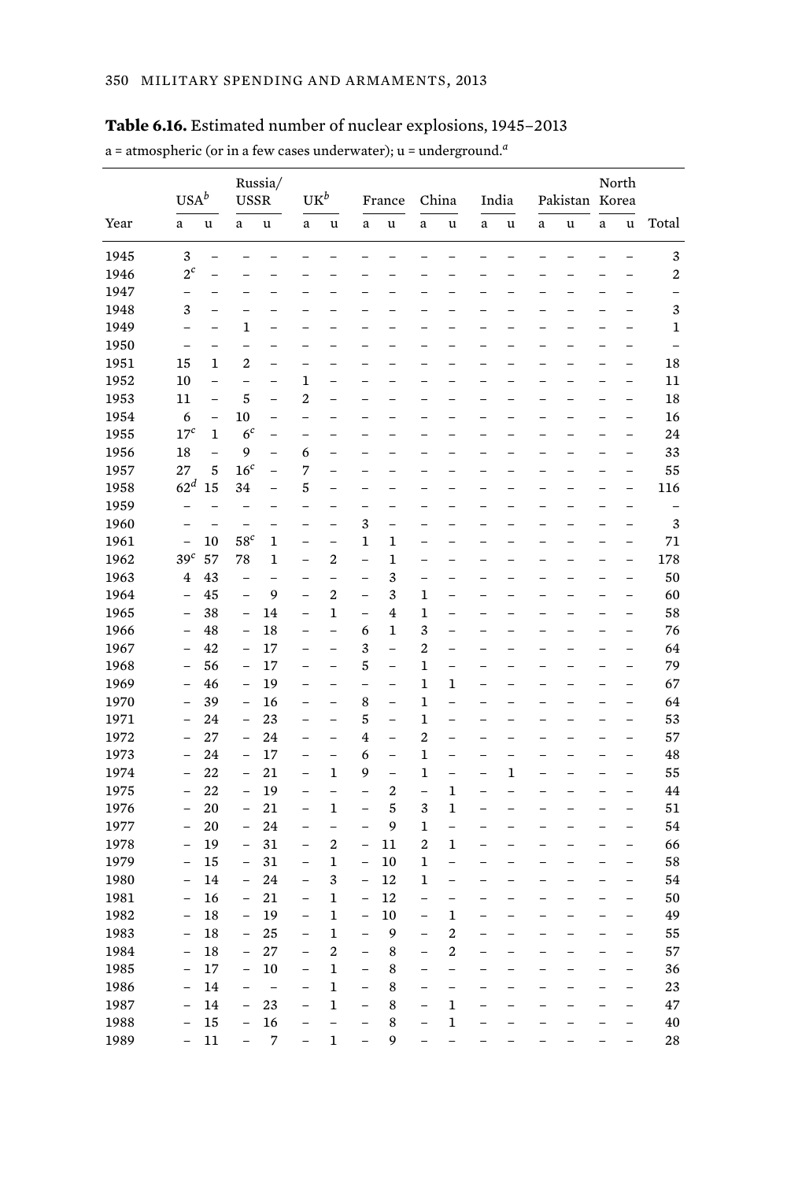**Table 6.16.** Estimated number of nuclear explosions, 1945–2013

a = atmospheric (or in a few cases underwater); u = underground.[a]

| Year | USA[b] | | Russia/ USSR | | UK[b] | | France | | China | | India | | Pakistan | | North Korea | | Total |
|---|---|---|---|---|---|---|---|---|---|---|---|---|---|---|---|---|---|
| | a | u | a | u | a | u | a | u | a | u | a | u | a | u | a | u | |
| 1945 | 3 | – | – | – | – | – | – | – | – | – | – | – | – | – | – | – | 3 |
| 1946 | 2[c] | – | – | – | – | – | – | – | – | – | – | – | – | – | – | – | 2 |
| 1947 | – | – | – | – | – | – | – | – | – | – | – | – | – | – | – | – | – |
| 1948 | 3 | – | – | – | – | – | – | – | – | – | – | – | – | – | – | – | 3 |
| 1949 | – | – | 1 | – | – | – | – | – | – | – | – | – | – | – | – | – | 1 |
| 1950 | – | – | – | – | – | – | – | – | – | – | – | – | – | – | – | – | – |
| 1951 | 15 | 1 | 2 | – | – | – | – | – | – | – | – | – | – | – | – | – | 18 |
| 1952 | 10 | – | – | – | 1 | – | – | – | – | – | – | – | – | – | – | – | 11 |
| 1953 | 11 | – | 5 | – | 2 | – | – | – | – | – | – | – | – | – | – | – | 18 |
| 1954 | 6 | – | 10 | – | – | – | – | – | – | – | – | – | – | – | – | – | 16 |
| 1955 | 17[c] | 1 | 6[c] | – | – | – | – | – | – | – | – | – | – | – | – | – | 24 |
| 1956 | 18 | – | 9 | – | 6 | – | – | – | – | – | – | – | – | – | – | – | 33 |
| 1957 | 27 | 5 | 16[c] | – | 7 | – | – | – | – | – | – | – | – | – | – | – | 55 |
| 1958 | 62[d] | 15 | 34 | – | 5 | – | – | – | – | – | – | – | – | – | – | – | 116 |
| 1959 | – | – | – | – | – | – | – | – | – | – | – | – | – | – | – | – | – |
| 1960 | – | – | – | – | – | – | 3 | – | – | – | – | – | – | – | – | – | 3 |
| 1961 | – | 10 | 58[c] | 1 | – | – | 1 | 1 | – | – | – | – | – | – | – | – | 71 |
| 1962 | 39[c] | 57 | 78 | 1 | – | 2 | – | 1 | – | – | – | – | – | – | – | – | 178 |
| 1963 | 4 | 43 | – | – | – | – | – | 3 | – | – | – | – | – | – | – | – | 50 |
| 1964 | – | 45 | – | 9 | – | 2 | – | 3 | 1 | – | – | – | – | – | – | – | 60 |
| 1965 | – | 38 | – | 14 | – | 1 | – | 4 | 1 | – | – | – | – | – | – | – | 58 |
| 1966 | – | 48 | – | 18 | – | – | 6 | 1 | 3 | – | – | – | – | – | – | – | 76 |
| 1967 | – | 42 | – | 17 | – | – | 3 | – | 2 | – | – | – | – | – | – | – | 64 |
| 1968 | – | 56 | – | 17 | – | – | 5 | – | 1 | – | – | – | – | – | – | – | 79 |
| 1969 | – | 46 | – | 19 | – | – | – | – | 1 | 1 | – | – | – | – | – | – | 67 |
| 1970 | – | 39 | – | 16 | – | – | 8 | – | 1 | – | – | – | – | – | – | – | 64 |
| 1971 | – | 24 | – | 23 | – | – | 5 | – | 1 | – | – | – | – | – | – | – | 53 |
| 1972 | – | 27 | – | 24 | – | – | 4 | – | 2 | – | – | – | – | – | – | – | 57 |
| 1973 | – | 24 | – | 17 | – | – | 6 | – | 1 | – | – | – | – | – | – | – | 48 |
| 1974 | – | 22 | – | 21 | – | 1 | 9 | – | 1 | – | – | 1 | – | – | – | – | 55 |
| 1975 | – | 22 | – | 19 | – | – | – | 2 | – | 1 | – | – | – | – | – | – | 44 |
| 1976 | – | 20 | – | 21 | – | 1 | – | 5 | 3 | 1 | – | – | – | – | – | – | 51 |
| 1977 | – | 20 | – | 24 | – | – | – | 9 | 1 | – | – | – | – | – | – | – | 54 |
| 1978 | – | 19 | – | 31 | – | 2 | – | 11 | 2 | 1 | – | – | – | – | – | – | 66 |
| 1979 | – | 15 | – | 31 | – | 1 | – | 10 | 1 | – | – | – | – | – | – | – | 58 |
| 1980 | – | 14 | – | 24 | – | 3 | – | 12 | 1 | – | – | – | – | – | – | – | 54 |
| 1981 | – | 16 | – | 21 | – | 1 | – | 12 | – | – | – | – | – | – | – | – | 50 |
| 1982 | – | 18 | – | 19 | – | 1 | – | 10 | – | 1 | – | – | – | – | – | – | 49 |
| 1983 | – | 18 | – | 25 | – | 1 | – | 9 | – | 2 | – | – | – | – | – | – | 55 |
| 1984 | – | 18 | – | 27 | – | 2 | – | 8 | – | 2 | – | – | – | – | – | – | 57 |
| 1985 | – | 17 | – | 10 | – | 1 | – | 8 | – | – | – | – | – | – | – | – | 36 |
| 1986 | – | 14 | – | – | – | 1 | – | 8 | – | – | – | – | – | – | – | – | 23 |
| 1987 | – | 14 | – | 23 | – | 1 | – | 8 | – | 1 | – | – | – | – | – | – | 47 |
| 1988 | – | 15 | – | 16 | – | – | – | 8 | – | 1 | – | – | – | – | – | – | 40 |
| 1989 | – | 11 | – | 7 | – | 1 | – | 9 | – | – | – | – | – | – | – | – | 28 |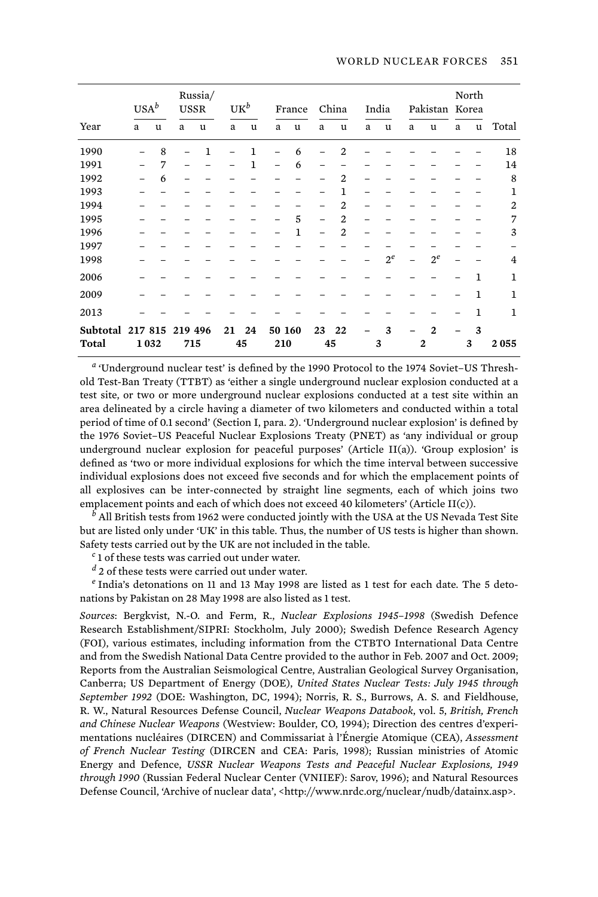| Year | USA[b] | | Russia/ USSR | | UK[b] | | France | | China | | India | | Pakistan | | North Korea | | Total |
|---|---|---|---|---|---|---|---|---|---|---|---|---|---|---|---|---|---|
| | a | u | a | u | a | u | a | u | a | u | a | u | a | u | a | u | |
| 1990 | – | 8 | – | 1 | – | 1 | – | 6 | – | 2 | – | – | – | – | – | – | 18 |
| 1991 | – | 7 | – | – | – | 1 | – | 6 | – | – | – | – | – | – | – | – | 14 |
| 1992 | – | 6 | – | – | – | – | – | – | – | 2 | – | – | – | – | – | – | 8 |
| 1993 | – | – | – | – | – | – | – | – | – | 1 | – | – | – | – | – | – | 1 |
| 1994 | – | – | – | – | – | – | – | – | – | 2 | – | – | – | – | – | – | 2 |
| 1995 | – | – | – | – | – | – | – | 5 | – | 2 | – | – | – | – | – | – | 7 |
| 1996 | – | – | – | – | – | – | – | 1 | – | 2 | – | – | – | – | – | – | 3 |
| 1997 | – | – | – | – | – | – | – | – | – | – | – | – | – | – | – | – | – |
| 1998 | – | – | – | – | – | – | – | – | – | – | – | 2[e] | – | 2[e] | – | – | 4 |
| 2006 | – | – | – | – | – | – | – | – | – | – | – | – | – | – | – | 1 | 1 |
| 2009 | – | – | – | – | – | – | – | – | – | – | – | – | – | – | – | 1 | 1 |
| 2013 | – | – | – | – | – | – | – | – | – | – | – | – | – | – | – | 1 | 1 |
| **Subtotal** | **217** | **815** | **219** | **496** | **21** | **24** | **50** | **160** | **23** | **22** | **–** | **3** | **–** | **2** | **–** | **3** | |
| **Total** | **1 032** | | **715** | | **45** | | **210** | | **45** | | **3** | | **2** | | **3** | | **2 055** |

[a] 'Underground nuclear test' is defined by the 1990 Protocol to the 1974 Soviet–US Threshold Test-Ban Treaty (TTBT) as 'either a single underground nuclear explosion conducted at a test site, or two or more underground nuclear explosions conducted at a test site within an area delineated by a circle having a diameter of two kilometers and conducted within a total period of time of 0.1 second' (Section I, para. 2). 'Underground nuclear explosion' is defined by the 1976 Soviet–US Peaceful Nuclear Explosions Treaty (PNET) as 'any individual or group underground nuclear explosion for peaceful purposes' (Article II(a)). 'Group explosion' is defined as 'two or more individual explosions for which the time interval between successive individual explosions does not exceed five seconds and for which the emplacement points of all explosives can be inter-connected by straight line segments, each of which joins two emplacement points and each of which does not exceed 40 kilometers' (Article II(c)).

[b] All British tests from 1962 were conducted jointly with the USA at the US Nevada Test Site but are listed only under 'UK' in this table. Thus, the number of US tests is higher than shown. Safety tests carried out by the UK are not included in the table.

[c] 1 of these tests was carried out under water.

[d] 2 of these tests were carried out under water.

[e] India's detonations on 11 and 13 May 1998 are listed as 1 test for each date. The 5 detonations by Pakistan on 28 May 1998 are also listed as 1 test.

*Sources*: Bergkvist, N.-O. and Ferm, R., *Nuclear Explosions 1945–1998* (Swedish Defence Research Establishment/SIPRI: Stockholm, July 2000); Swedish Defence Research Agency (FOI), various estimates, including information from the CTBTO International Data Centre and from the Swedish National Data Centre provided to the author in Feb. 2007 and Oct. 2009; Reports from the Australian Seismological Centre, Australian Geological Survey Organisation, Canberra; US Department of Energy (DOE), *United States Nuclear Tests: July 1945 through September 1992* (DOE: Washington, DC, 1994); Norris, R. S., Burrows, A. S. and Fieldhouse, R. W., Natural Resources Defense Council, *Nuclear Weapons Databook*, vol. 5, *British, French and Chinese Nuclear Weapons* (Westview: Boulder, CO, 1994); Direction des centres d'expérimentations nucléaires (DIRCEN) and Commissariat à l'Énergie Atomique (CEA), *Assessment of French Nuclear Testing* (DIRCEN and CEA: Paris, 1998); Russian ministries of Atomic Energy and Defence, *USSR Nuclear Weapons Tests and Peaceful Nuclear Explosions, 1949 through 1990* (Russian Federal Nuclear Center (VNIIEF): Sarov, 1996); and Natural Resources Defense Council, 'Archive of nuclear data', <http://www.nrdc.org/nuclear/nudb/datainx.asp>.